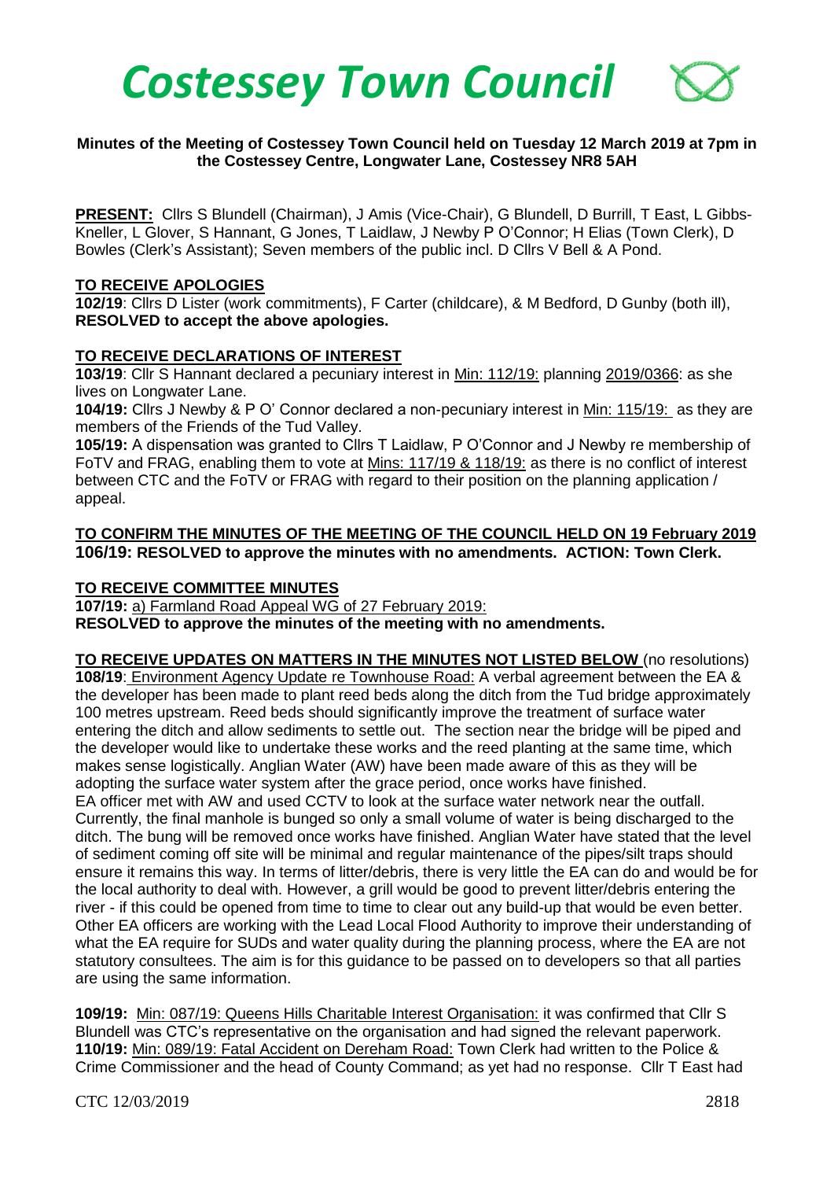# *Costessey Town Council*

**Minutes of the Meeting of Costessey Town Council held on Tuesday 12 March 2019 at 7pm in the Costessey Centre, Longwater Lane, Costessey NR8 5AH**

**PRESENT:** Cllrs S Blundell (Chairman), J Amis (Vice-Chair), G Blundell, D Burrill, T East, L Gibbs-Kneller, L Glover, S Hannant, G Jones, T Laidlaw, J Newby P O'Connor; H Elias (Town Clerk), D Bowles (Clerk's Assistant); Seven members of the public incl. D Cllrs V Bell & A Pond.

## TO RECEIVE APOLOGIES

**102/19**: Cllrs D Lister (work commitments), F Carter (childcare), & M Bedford, D Gunby (both ill), **RESOLVED to accept the above apologies.**

## TO RECEIVE DECLARATIONS OF INTEREST

**103/19**: Cllr S Hannant declared a pecuniary interest in Min: 112/19: planning 2019/0366: as she lives on Longwater Lane.

**104/19:** Cllrs J Newby & P O' Connor declared a non-pecuniary interest in Min: 115/19: as they are members of the Friends of the Tud Valley.

**105/19:** A dispensation was granted to Cllrs T Laidlaw, P O'Connor and J Newby re membership of FoTV and FRAG, enabling them to vote at Mins: 117/19 & 118/19: as there is no conflict of interest between CTC and the FoTV or FRAG with regard to their position on the planning application / appeal.

## TO CONFIRM THE MINUTES OF THE MEETING OF THE COUNCIL HELD ON 19 February 2019

**106/19: RESOLVED to approve the minutes with no amendments. ACTION: Town Clerk.**

## TO RECEIVE COMMITTEE MINUTES

**107/19:** a) Farmland Road Appeal WG of 27 February 2019:
**RESOLVED to approve the minutes of the meeting with no amendments.**

## TO RECEIVE UPDATES ON MATTERS IN THE MINUTES NOT LISTED BELOW (no resolutions)

**108/19**: Environment Agency Update re Townhouse Road: A verbal agreement between the EA & the developer has been made to plant reed beds along the ditch from the Tud bridge approximately 100 metres upstream. Reed beds should significantly improve the treatment of surface water entering the ditch and allow sediments to settle out. The section near the bridge will be piped and the developer would like to undertake these works and the reed planting at the same time, which makes sense logistically. Anglian Water (AW) have been made aware of this as they will be adopting the surface water system after the grace period, once works have finished.
EA officer met with AW and used CCTV to look at the surface water network near the outfall. Currently, the final manhole is bunged so only a small volume of water is being discharged to the ditch. The bung will be removed once works have finished. Anglian Water have stated that the level of sediment coming off site will be minimal and regular maintenance of the pipes/silt traps should ensure it remains this way. In terms of litter/debris, there is very little the EA can do and would be for the local authority to deal with. However, a grill would be good to prevent litter/debris entering the river - if this could be opened from time to time to clear out any build-up that would be even better. Other EA officers are working with the Lead Local Flood Authority to improve their understanding of what the EA require for SUDs and water quality during the planning process, where the EA are not statutory consultees. The aim is for this guidance to be passed on to developers so that all parties are using the same information.

**109/19:** Min: 087/19: Queens Hills Charitable Interest Organisation: it was confirmed that Cllr S Blundell was CTC's representative on the organisation and had signed the relevant paperwork.
**110/19:** Min: 089/19: Fatal Accident on Dereham Road: Town Clerk had written to the Police & Crime Commissioner and the head of County Command; as yet had no response. Cllr T East had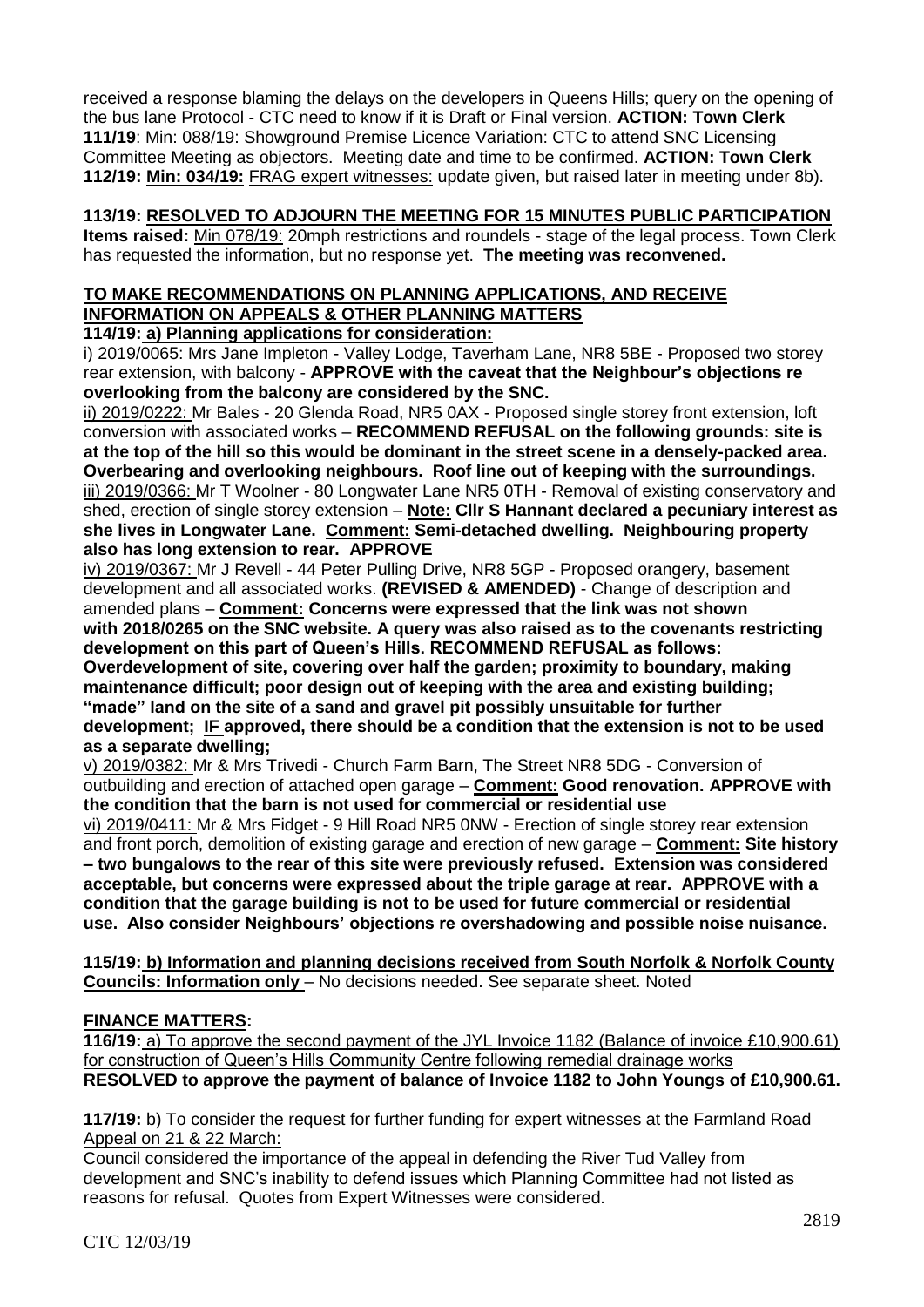received a response blaming the delays on the developers in Queens Hills; query on the opening of the bus lane Protocol - CTC need to know if it is Draft or Final version. **ACTION: Town Clerk**
**111/19**: Min: 088/19: Showground Premise Licence Variation: CTC to attend SNC Licensing Committee Meeting as objectors. Meeting date and time to be confirmed. **ACTION: Town Clerk**
**112/19: Min: 034/19:** FRAG expert witnesses: update given, but raised later in meeting under 8b).

**113/19: RESOLVED TO ADJOURN THE MEETING FOR 15 MINUTES PUBLIC PARTICIPATION**
**Items raised:** Min 078/19: 20mph restrictions and roundels - stage of the legal process. Town Clerk has requested the information, but no response yet. **The meeting was reconvened.**

**TO MAKE RECOMMENDATIONS ON PLANNING APPLICATIONS, AND RECEIVE INFORMATION ON APPEALS & OTHER PLANNING MATTERS**

**114/19: a) Planning applications for consideration:**

i) 2019/0065: Mrs Jane Impleton - Valley Lodge, Taverham Lane, NR8 5BE - Proposed two storey rear extension, with balcony - **APPROVE with the caveat that the Neighbour's objections re overlooking from the balcony are considered by the SNC.**

ii) 2019/0222: Mr Bales - 20 Glenda Road, NR5 0AX - Proposed single storey front extension, loft conversion with associated works – **RECOMMEND REFUSAL on the following grounds: site is at the top of the hill so this would be dominant in the street scene in a densely-packed area. Overbearing and overlooking neighbours. Roof line out of keeping with the surroundings.**

iii) 2019/0366: Mr T Woolner - 80 Longwater Lane NR5 0TH - Removal of existing conservatory and shed, erection of single storey extension – **Note: Cllr S Hannant declared a pecuniary interest as she lives in Longwater Lane. Comment: Semi-detached dwelling. Neighbouring property also has long extension to rear. APPROVE**

iv) 2019/0367: Mr J Revell - 44 Peter Pulling Drive, NR8 5GP - Proposed orangery, basement development and all associated works. **(REVISED & AMENDED)** - Change of description and amended plans – **Comment: Concerns were expressed that the link was not shown with 2018/0265 on the SNC website. A query was also raised as to the covenants restricting development on this part of Queen's Hills. RECOMMEND REFUSAL as follows: Overdevelopment of site, covering over half the garden; proximity to boundary, making maintenance difficult; poor design out of keeping with the area and existing building; "made" land on the site of a sand and gravel pit possibly unsuitable for further development; IF approved, there should be a condition that the extension is not to be used as a separate dwelling;**

v) 2019/0382: Mr & Mrs Trivedi - Church Farm Barn, The Street NR8 5DG - Conversion of outbuilding and erection of attached open garage – **Comment: Good renovation. APPROVE with the condition that the barn is not used for commercial or residential use**

vi) 2019/0411: Mr & Mrs Fidget - 9 Hill Road NR5 0NW - Erection of single storey rear extension and front porch, demolition of existing garage and erection of new garage – **Comment: Site history – two bungalows to the rear of this site were previously refused. Extension was considered acceptable, but concerns were expressed about the triple garage at rear. APPROVE with a condition that the garage building is not to be used for future commercial or residential use. Also consider Neighbours' objections re overshadowing and possible noise nuisance.**

**115/19: b) Information and planning decisions received from South Norfolk & Norfolk County Councils: Information only** – No decisions needed. See separate sheet. Noted

**FINANCE MATTERS:**

**116/19:** a) To approve the second payment of the JYL Invoice 1182 (Balance of invoice £10,900.61) for construction of Queen's Hills Community Centre following remedial drainage works
**RESOLVED to approve the payment of balance of Invoice 1182 to John Youngs of £10,900.61.**

**117/19:** b) To consider the request for further funding for expert witnesses at the Farmland Road Appeal on 21 & 22 March:
Council considered the importance of the appeal in defending the River Tud Valley from development and SNC's inability to defend issues which Planning Committee had not listed as reasons for refusal. Quotes from Expert Witnesses were considered.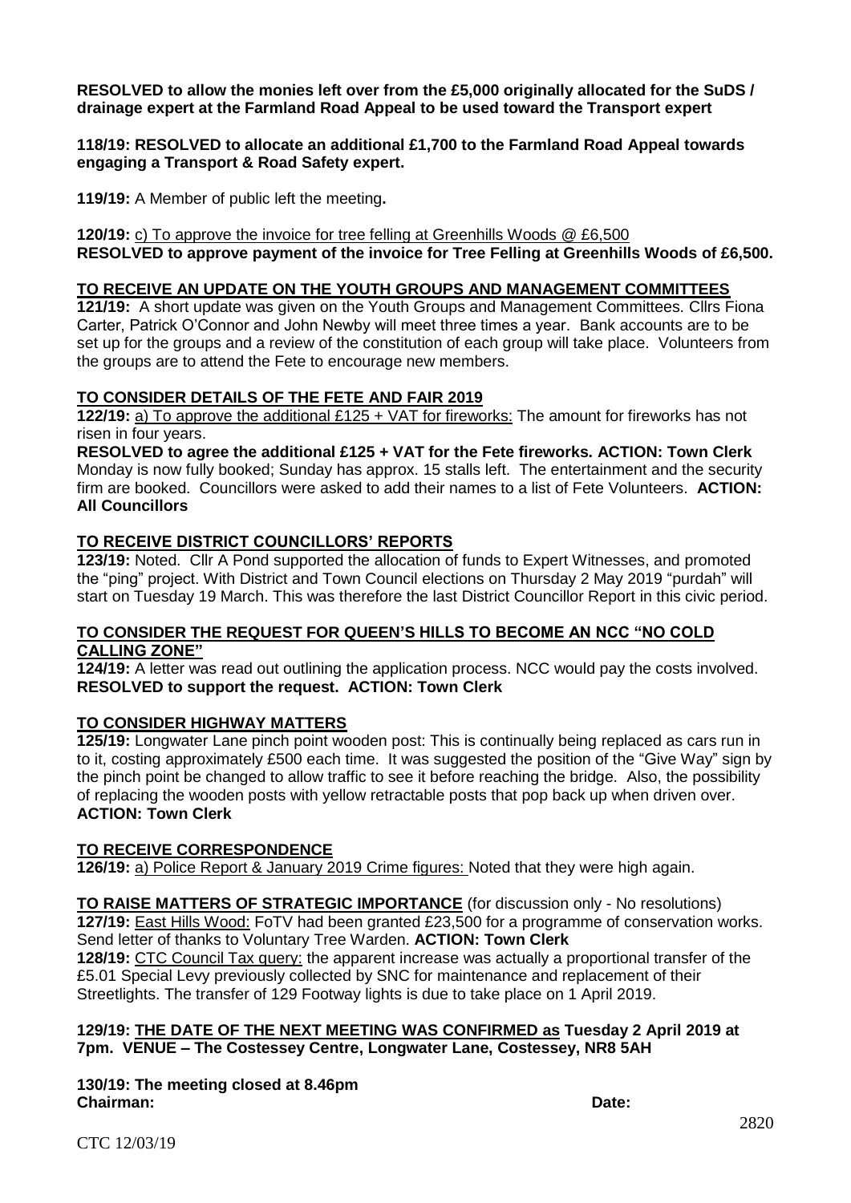**RESOLVED to allow the monies left over from the £5,000 originally allocated for the SuDS / drainage expert at the Farmland Road Appeal to be used toward the Transport expert**

**118/19: RESOLVED to allocate an additional £1,700 to the Farmland Road Appeal towards engaging a Transport & Road Safety expert.**

**119/19:** A Member of public left the meeting**.**

**120/19:** c) To approve the invoice for tree felling at Greenhills Woods @ £6,500
**RESOLVED to approve payment of the invoice for Tree Felling at Greenhills Woods of £6,500.**

**TO RECEIVE AN UPDATE ON THE YOUTH GROUPS AND MANAGEMENT COMMITTEES**

**121/19:** A short update was given on the Youth Groups and Management Committees. Cllrs Fiona Carter, Patrick O'Connor and John Newby will meet three times a year. Bank accounts are to be set up for the groups and a review of the constitution of each group will take place. Volunteers from the groups are to attend the Fete to encourage new members.

**TO CONSIDER DETAILS OF THE FETE AND FAIR 2019**

**122/19:** a) To approve the additional £125 + VAT for fireworks: The amount for fireworks has not risen in four years.
**RESOLVED to agree the additional £125 + VAT for the Fete fireworks. ACTION: Town Clerk**
Monday is now fully booked; Sunday has approx. 15 stalls left. The entertainment and the security firm are booked. Councillors were asked to add their names to a list of Fete Volunteers. **ACTION: All Councillors**

**TO RECEIVE DISTRICT COUNCILLORS' REPORTS**

**123/19:** Noted. Cllr A Pond supported the allocation of funds to Expert Witnesses, and promoted the "ping" project. With District and Town Council elections on Thursday 2 May 2019 "purdah" will start on Tuesday 19 March. This was therefore the last District Councillor Report in this civic period.

**TO CONSIDER THE REQUEST FOR QUEEN'S HILLS TO BECOME AN NCC "NO COLD CALLING ZONE"**

**124/19:** A letter was read out outlining the application process. NCC would pay the costs involved.
**RESOLVED to support the request. ACTION: Town Clerk**

**TO CONSIDER HIGHWAY MATTERS**

**125/19:** Longwater Lane pinch point wooden post: This is continually being replaced as cars run in to it, costing approximately £500 each time. It was suggested the position of the "Give Way" sign by the pinch point be changed to allow traffic to see it before reaching the bridge. Also, the possibility of replacing the wooden posts with yellow retractable posts that pop back up when driven over.
**ACTION: Town Clerk**

**TO RECEIVE CORRESPONDENCE**

**126/19:** a) Police Report & January 2019 Crime figures: Noted that they were high again.

**TO RAISE MATTERS OF STRATEGIC IMPORTANCE** (for discussion only - No resolutions)

**127/19:** East Hills Wood: FoTV had been granted £23,500 for a programme of conservation works. Send letter of thanks to Voluntary Tree Warden. **ACTION: Town Clerk**

**128/19:** CTC Council Tax query: the apparent increase was actually a proportional transfer of the £5.01 Special Levy previously collected by SNC for maintenance and replacement of their Streetlights. The transfer of 129 Footway lights is due to take place on 1 April 2019.

**129/19: THE DATE OF THE NEXT MEETING WAS CONFIRMED as Tuesday 2 April 2019 at 7pm. VENUE – The Costessey Centre, Longwater Lane, Costessey, NR8 5AH**

**130/19: The meeting closed at 8.46pm**

**Chairman:** **Date:**